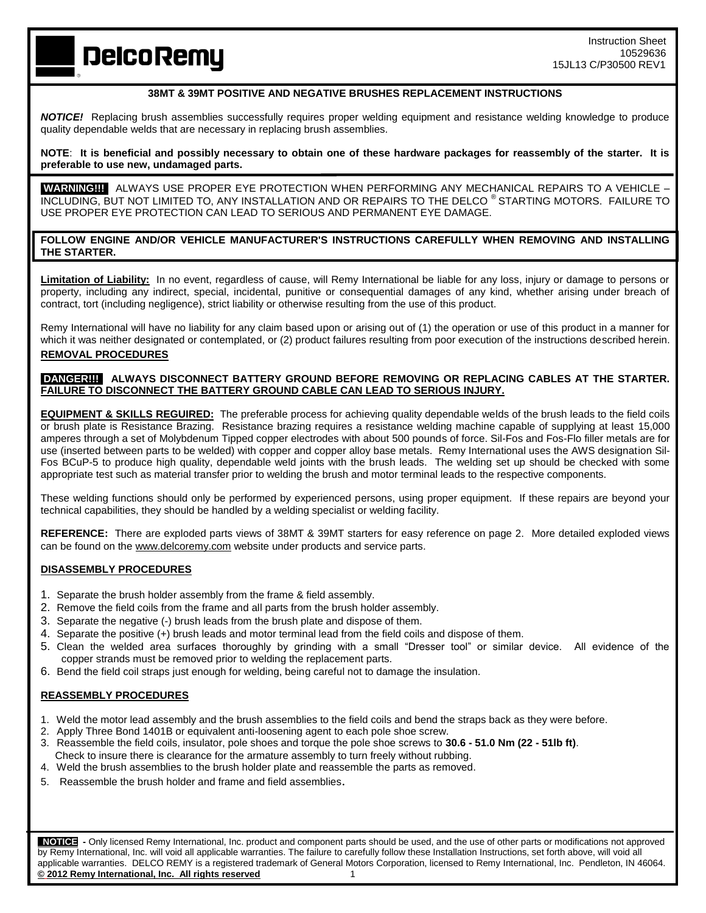DelcoRemy

Instruction Sheet
10529636
15JL13 C/P30500 REV1

## 38MT & 39MT POSITIVE AND NEGATIVE BRUSHES REPLACEMENT INSTRUCTIONS

***NOTICE!*** Replacing brush assemblies successfully requires proper welding equipment and resistance welding knowledge to produce quality dependable welds that are necessary in replacing brush assemblies.

**NOTE**: **It is beneficial and possibly necessary to obtain one of these hardware packages for reassembly of the starter. It is preferable to use new, undamaged parts.**

**WARNING!!!** ALWAYS USE PROPER EYE PROTECTION WHEN PERFORMING ANY MECHANICAL REPAIRS TO A VEHICLE – INCLUDING, BUT NOT LIMITED TO, ANY INSTALLATION AND OR REPAIRS TO THE DELCO ® STARTING MOTORS. FAILURE TO USE PROPER EYE PROTECTION CAN LEAD TO SERIOUS AND PERMANENT EYE DAMAGE.

**FOLLOW ENGINE AND/OR VEHICLE MANUFACTURER'S INSTRUCTIONS CAREFULLY WHEN REMOVING AND INSTALLING THE STARTER.**

**Limitation of Liability:** In no event, regardless of cause, will Remy International be liable for any loss, injury or damage to persons or property, including any indirect, special, incidental, punitive or consequential damages of any kind, whether arising under breach of contract, tort (including negligence), strict liability or otherwise resulting from the use of this product.

Remy International will have no liability for any claim based upon or arising out of (1) the operation or use of this product in a manner for which it was neither designated or contemplated, or (2) product failures resulting from poor execution of the instructions described herein.

## REMOVAL PROCEDURES

**DANGER!!! ALWAYS DISCONNECT BATTERY GROUND BEFORE REMOVING OR REPLACING CABLES AT THE STARTER. FAILURE TO DISCONNECT THE BATTERY GROUND CABLE CAN LEAD TO SERIOUS INJURY.**

**EQUIPMENT & SKILLS REGUIRED:** The preferable process for achieving quality dependable welds of the brush leads to the field coils or brush plate is Resistance Brazing. Resistance brazing requires a resistance welding machine capable of supplying at least 15,000 amperes through a set of Molybdenum Tipped copper electrodes with about 500 pounds of force. Sil-Fos and Fos-Flo filler metals are for use (inserted between parts to be welded) with copper and copper alloy base metals. Remy International uses the AWS designation Sil-Fos BCuP-5 to produce high quality, dependable weld joints with the brush leads. The welding set up should be checked with some appropriate test such as material transfer prior to welding the brush and motor terminal leads to the respective components.

These welding functions should only be performed by experienced persons, using proper equipment. If these repairs are beyond your technical capabilities, they should be handled by a welding specialist or welding facility.

**REFERENCE:** There are exploded parts views of 38MT & 39MT starters for easy reference on page 2. More detailed exploded views can be found on the www.delcoremy.com website under products and service parts.

## DISASSEMBLY PROCEDURES

1. Separate the brush holder assembly from the frame & field assembly.
2. Remove the field coils from the frame and all parts from the brush holder assembly.
3. Separate the negative (-) brush leads from the brush plate and dispose of them.
4. Separate the positive (+) brush leads and motor terminal lead from the field coils and dispose of them.
5. Clean the welded area surfaces thoroughly by grinding with a small "Dresser tool" or similar device. All evidence of the copper strands must be removed prior to welding the replacement parts.
6. Bend the field coil straps just enough for welding, being careful not to damage the insulation.

## REASSEMBLY PROCEDURES

1. Weld the motor lead assembly and the brush assemblies to the field coils and bend the straps back as they were before.
2. Apply Three Bond 1401B or equivalent anti-loosening agent to each pole shoe screw.
3. Reassemble the field coils, insulator, pole shoes and torque the pole shoe screws to **30.6 - 51.0 Nm (22 - 51lb ft)**. Check to insure there is clearance for the armature assembly to turn freely without rubbing.
4. Weld the brush assemblies to the brush holder plate and reassemble the parts as removed.
5. Reassemble the brush holder and frame and field assemblies.

**NOTICE** - Only licensed Remy International, Inc. product and component parts should be used, and the use of other parts or modifications not approved by Remy International, Inc. will void all applicable warranties. The failure to carefully follow these Installation Instructions, set forth above, will void all applicable warranties. DELCO REMY is a registered trademark of General Motors Corporation, licensed to Remy International, Inc. Pendleton, IN 46064.
**© 2012 Remy International, Inc. All rights reserved**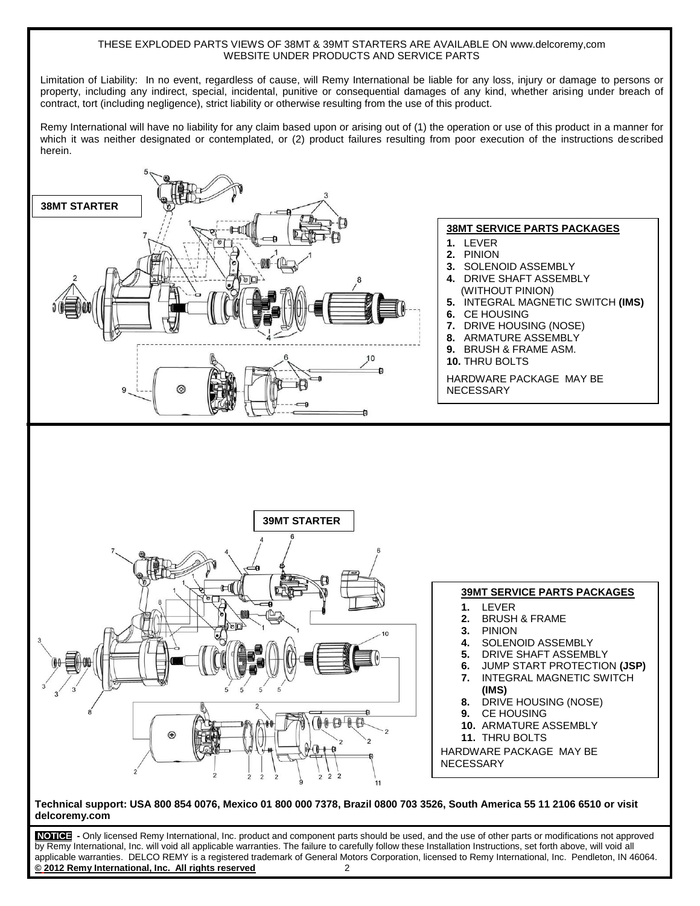THESE EXPLODED PARTS VIEWS OF 38MT & 39MT STARTERS ARE AVAILABLE ON www.delcoremy,com WEBSITE UNDER PRODUCTS AND SERVICE PARTS

Limitation of Liability: In no event, regardless of cause, will Remy International be liable for any loss, injury or damage to persons or property, including any indirect, special, incidental, punitive or consequential damages of any kind, whether arising under breach of contract, tort (including negligence), strict liability or otherwise resulting from the use of this product.

Remy International will have no liability for any claim based upon or arising out of (1) the operation or use of this product in a manner for which it was neither designated or contemplated, or (2) product failures resulting from poor execution of the instructions described herein.

**38MT STARTER**

**38MT SERVICE PARTS PACKAGES**

1. LEVER
2. PINION
3. SOLENOID ASSEMBLY
4. DRIVE SHAFT ASSEMBLY (WITHOUT PINION)
5. INTEGRAL MAGNETIC SWITCH **(IMS)**
6. CE HOUSING
7. DRIVE HOUSING (NOSE)
8. ARMATURE ASSEMBLY
9. BRUSH & FRAME ASM.
10. THRU BOLTS

HARDWARE PACKAGE MAY BE NECESSARY

**39MT STARTER**

**39MT SERVICE PARTS PACKAGES**

1. LEVER
2. BRUSH & FRAME
3. PINION
4. SOLENOID ASSEMBLY
5. DRIVE SHAFT ASSEMBLY
6. JUMP START PROTECTION **(JSP)**
7. INTEGRAL MAGNETIC SWITCH **(IMS)**
8. DRIVE HOUSING (NOSE)
9. CE HOUSING
10. ARMATURE ASSEMBLY
11. THRU BOLTS

HARDWARE PACKAGE MAY BE NECESSARY

**Technical support: USA 800 854 0076, Mexico 01 800 000 7378, Brazil 0800 703 3526, South America 55 11 2106 6510 or visit delcoremy.com**

**NOTICE** - Only licensed Remy International, Inc. product and component parts should be used, and the use of other parts or modifications not approved by Remy International, Inc. will void all applicable warranties. The failure to carefully follow these Installation Instructions, set forth above, will void all applicable warranties. DELCO REMY is a registered trademark of General Motors Corporation, licensed to Remy International, Inc. Pendleton, IN 46064. **© 2012 Remy International, Inc. All rights reserved**